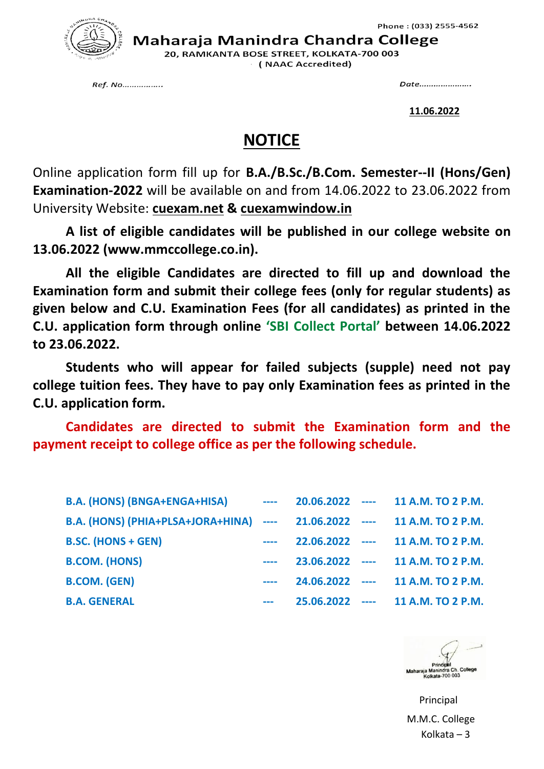Phone : (033) 2555-4562

# Maharaja Manindra Chandra College

20, RAMKANTA BOSE STREET, KOLKATA-700 003

( NAAC Accredited)

Ref. No……………..                                                                 Date………………….

**11.06.2022**

## NOTICE

Online application form fill up for **B.A./B.Sc./B.Com. Semester--II (Hons/Gen) Examination-2022** will be available on and from 14.06.2022 to 23.06.2022 from University Website: **cuexam.net** & **cuexamwindow.in**

**A list of eligible candidates will be published in our college website on 13.06.2022 (www.mmccollege.co.in).**

**All the eligible Candidates are directed to fill up and download the Examination form and submit their college fees (only for regular students) as given below and C.U. Examination Fees (for all candidates) as printed in the C.U. application form through online 'SBI Collect Portal' between 14.06.2022 to 23.06.2022.**

**Students who will appear for failed subjects (supple) need not pay college tuition fees. They have to pay only Examination fees as printed in the C.U. application form.**

**Candidates are directed to submit the Examination form and the payment receipt to college office as per the following schedule.**

| | | | | |
|---|---|---|---|---|
| **B.A. (HONS) (BNGA+ENGA+HISA)** | ---- | **20.06.2022** | ---- | **11 A.M. TO 2 P.M.** |
| **B.A. (HONS) (PHIA+PLSA+JORA+HINA)** | ---- | **21.06.2022** | ---- | **11 A.M. TO 2 P.M.** |
| **B.SC. (HONS + GEN)** | ---- | **22.06.2022** | ---- | **11 A.M. TO 2 P.M.** |
| **B.COM. (HONS)** | ---- | **23.06.2022** | ---- | **11 A.M. TO 2 P.M.** |
| **B.COM. (GEN)** | ---- | **24.06.2022** | ---- | **11 A.M. TO 2 P.M.** |
| **B.A. GENERAL** | --- | **25.06.2022** | ---- | **11 A.M. TO 2 P.M.** |

Principal
Maharaja Manindra Ch. College
Kolkata-700 003

Principal

M.M.C. College

Kolkata – 3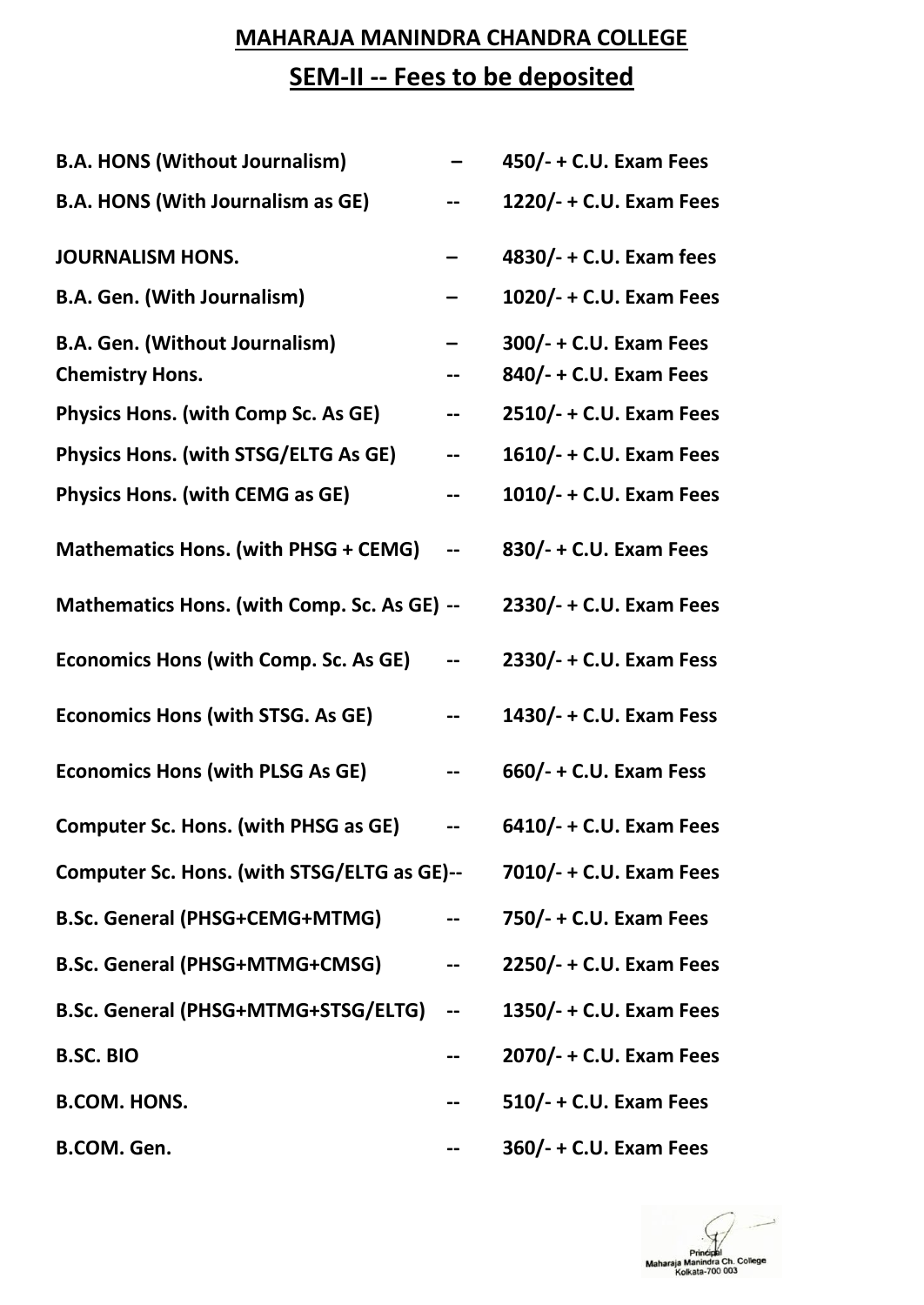## MAHARAJA MANINDRA CHANDRA COLLEGE

## SEM-II -- Fees to be deposited

| | | |
|---|---|---|
| **B.A. HONS (Without Journalism)** | **–** | **450/- + C.U. Exam Fees** |
| **B.A. HONS (With Journalism as GE)** | **--** | **1220/- + C.U. Exam Fees** |
| **JOURNALISM HONS.** | **–** | **4830/- + C.U. Exam fees** |
| **B.A. Gen. (With Journalism)** | **–** | **1020/- + C.U. Exam Fees** |
| **B.A. Gen. (Without Journalism)** | **–** | **300/- + C.U. Exam Fees** |
| **Chemistry Hons.** | **--** | **840/- + C.U. Exam Fees** |
| **Physics Hons. (with Comp Sc. As GE)** | **--** | **2510/- + C.U. Exam Fees** |
| **Physics Hons. (with STSG/ELTG As GE)** | **--** | **1610/- + C.U. Exam Fees** |
| **Physics Hons. (with CEMG as GE)** | **--** | **1010/- + C.U. Exam Fees** |
| **Mathematics Hons. (with PHSG + CEMG)** | **--** | **830/- + C.U. Exam Fees** |
| **Mathematics Hons. (with Comp. Sc. As GE)** | **--** | **2330/- + C.U. Exam Fees** |
| **Economics Hons (with Comp. Sc. As GE)** | **--** | **2330/- + C.U. Exam Fess** |
| **Economics Hons (with STSG. As GE)** | **--** | **1430/- + C.U. Exam Fess** |
| **Economics Hons (with PLSG As GE)** | **--** | **660/- + C.U. Exam Fess** |
| **Computer Sc. Hons. (with PHSG as GE)** | **--** | **6410/- + C.U. Exam Fees** |
| **Computer Sc. Hons. (with STSG/ELTG as GE)** | **--** | **7010/- + C.U. Exam Fees** |
| **B.Sc. General (PHSG+CEMG+MTMG)** | **--** | **750/- + C.U. Exam Fees** |
| **B.Sc. General (PHSG+MTMG+CMSG)** | **--** | **2250/- + C.U. Exam Fees** |
| **B.Sc. General (PHSG+MTMG+STSG/ELTG)** | **--** | **1350/- + C.U. Exam Fees** |
| **B.SC. BIO** | **--** | **2070/- + C.U. Exam Fees** |
| **B.COM. HONS.** | **--** | **510/- + C.U. Exam Fees** |
| **B.COM. Gen.** | **--** | **360/- + C.U. Exam Fees** |

Principal
Maharaja Manindra Ch. College
Kolkata-700 003